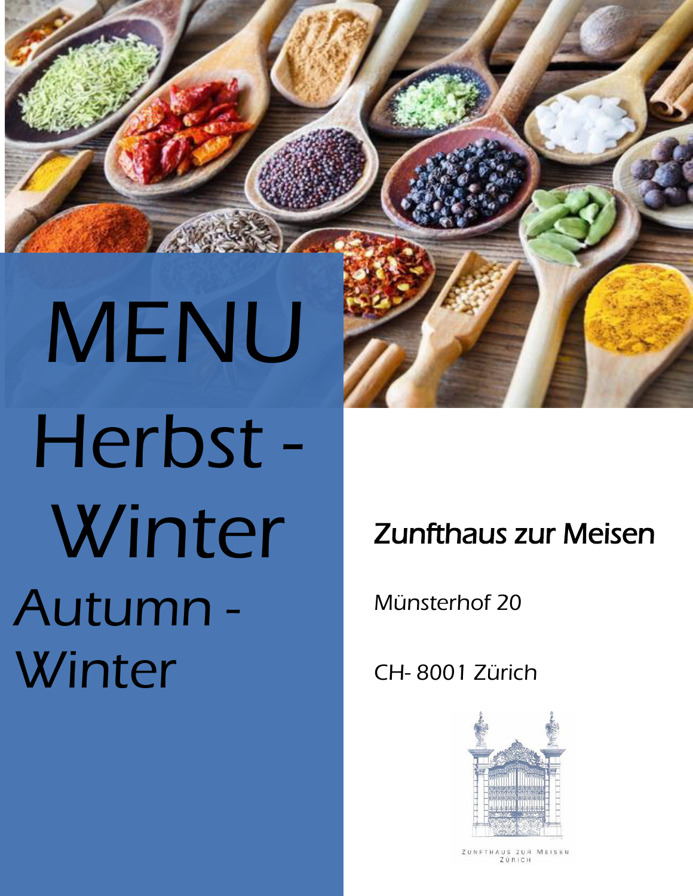# MENU

## Herbst - Winter

## Autumn - Winter

**Zunfthaus zur Meisen**

Münsterhof 20

CH- 8001 Zürich

ZUNFTHAUS ZUR MEISEN
ZÜRICH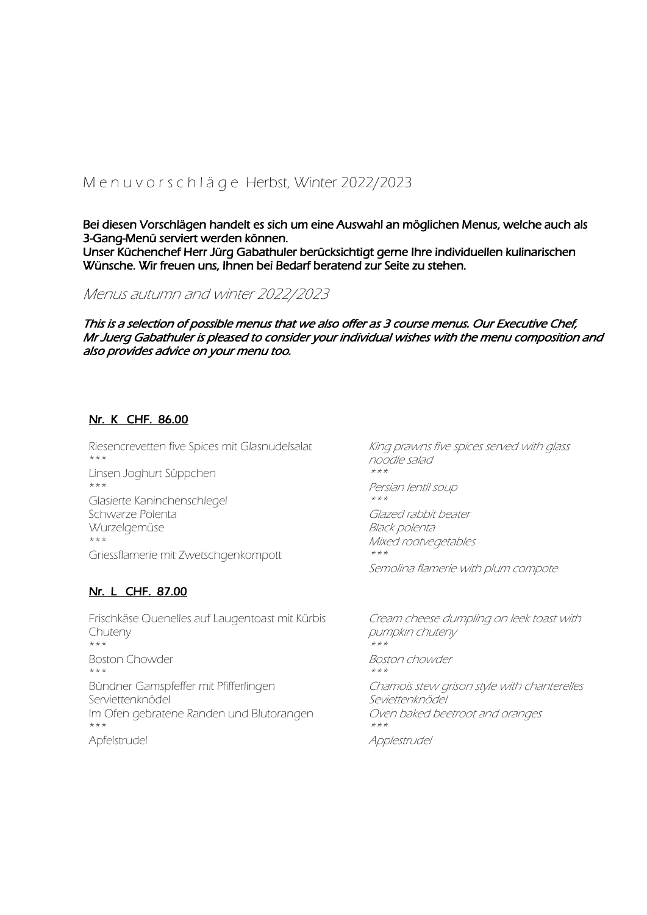## M e n u v o r s c h l ä g e Herbst, Winter 2022/2023

**Bei diesen Vorschlägen handelt es sich um eine Auswahl an möglichen Menus, welche auch als 3-Gang-Menü serviert werden können.
Unser Küchenchef Herr Jürg Gabathuler berücksichtigt gerne Ihre individuellen kulinarischen Wünsche. Wir freuen uns, Ihnen bei Bedarf beratend zur Seite zu stehen.**

## *Menus autumn and winter 2022/2023*

***This is a selection of possible menus that we also offer as 3 course menus. Our Executive Chef, Mr Juerg Gabathuler is pleased to consider your individual wishes with the menu composition and also provides advice on your menu too.***

### Nr. K CHF. 86.00

Riesencrevetten five Spices mit Glasnudelsalat
\*\*\*
Linsen Joghurt Süppchen
\*\*\*
Glasierte Kaninchenschlegel
Schwarze Polenta
Wurzelgemüse
\*\*\*
Griessflamerie mit Zwetschgenkompott

*King prawns five spices served with glass noodle salad*
*\*\*\**
*Persian lentil soup*
*\*\*\**
*Glazed rabbit beater*
*Black polenta*
*Mixed rootvegetables*
*\*\*\**
*Semolina flamerie with plum compote*

### Nr. L CHF. 87.00

Frischkäse Quenelles auf Laugentoast mit Kürbis Chuteny
\*\*\*
Boston Chowder
\*\*\*
Bündner Gamspfeffer mit Pfifferlingen
Serviettenknödel
Im Ofen gebratene Randen und Blutorangen
\*\*\*
Apfelstrudel

*Cream cheese dumpling on leek toast with pumpkin chuteny*
*\*\*\**
*Boston chowder*
*\*\*\**
*Chamois stew grison style with chanterelles*
*Seviettenknödel*
*Oven baked beetroot and oranges*
*\*\*\**
*Applestrudel*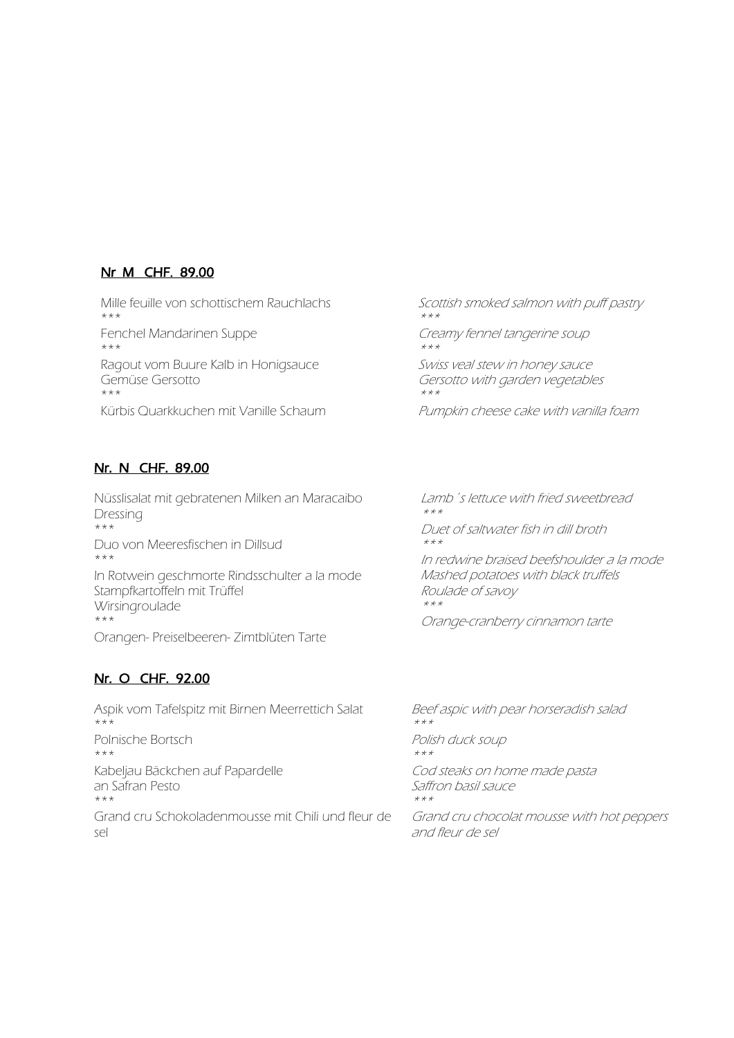## Nr M CHF. 89.00

Mille feuille von schottischem Rauchlachs
***
Fenchel Mandarinen Suppe
***
Ragout vom Buure Kalb in Honigsauce
Gemüse Gersotto
***
Kürbis Quarkkuchen mit Vanille Schaum

*Scottish smoked salmon with puff pastry*
*\*\*\**
*Creamy fennel tangerine soup*
*\*\*\**
*Swiss veal stew in honey sauce*
*Gersotto with garden vegetables*
*\*\*\**
*Pumpkin cheese cake with vanilla foam*

## Nr. N CHF. 89.00

Nüsslisalat mit gebratenen Milken an Maracaibo Dressing
***
Duo von Meeresfischen in Dillsud
***
In Rotwein geschmorte Rindsschulter a la mode
Stampfkartoffeln mit Trüffel
Wirsingroulade
***
Orangen- Preiselbeeren- Zimtblüten Tarte

*Lamb´s lettuce with fried sweetbread*
*\*\*\**
*Duet of saltwater fish in dill broth*
*\*\*\**
*In redwine braised beefshoulder a la mode*
*Mashed potatoes with black truffels*
*Roulade of savoy*
*\*\*\**
*Orange-cranberry cinnamon tarte*

## Nr. O CHF. 92.00

Aspik vom Tafelspitz mit Birnen Meerrettich Salat
***
Polnische Bortsch
***
Kabeljau Bäckchen auf Papardelle
an Safran Pesto
***
Grand cru Schokoladenmousse mit Chili und fleur de sel

*Beef aspic with pear horseradish salad*
*\*\*\**
*Polish duck soup*
*\*\*\**
*Cod steaks on home made pasta*
*Saffron basil sauce*
*\*\*\**
*Grand cru chocolat mousse with hot peppers and fleur de sel*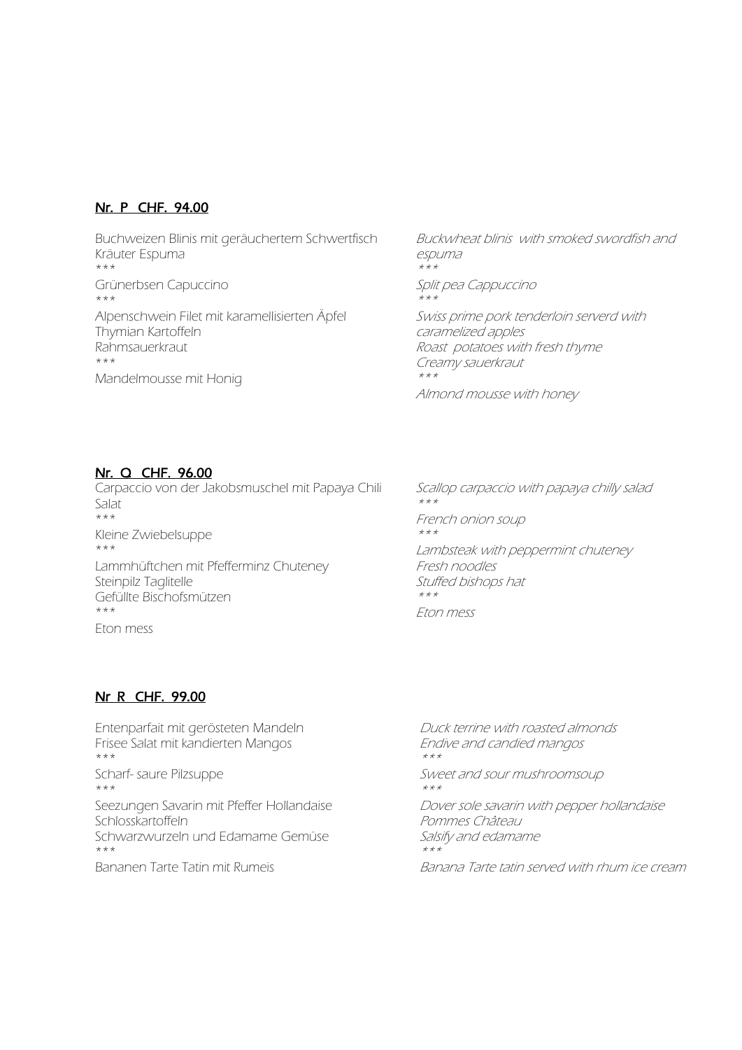## Nr. P CHF. 94.00

Buchweizen Blinis mit geräuchertem Schwertfisch
Kräuter Espuma
***
Grünerbsen Capuccino
***
Alpenschwein Filet mit karamellisierten Äpfel
Thymian Kartoffeln
Rahmsauerkraut
***
Mandelmousse mit Honig

*Buckwheat blinis with smoked swordfish and espuma*
*\*\*\**
*Split pea Cappuccino*
*\*\*\**
*Swiss prime pork tenderloin serverd with caramelized apples*
*Roast potatoes with fresh thyme*
*Creamy sauerkraut*
*\*\*\**
*Almond mousse with honey*

## Nr. Q CHF. 96.00

Carpaccio von der Jakobsmuschel mit Papaya Chili Salat
***
Kleine Zwiebelsuppe
***
Lammhüftchen mit Pfefferminz Chuteney
Steinpilz Taglitelle
Gefüllte Bischofsmützen
***
Eton mess

*Scallop carpaccio with papaya chilly salad*
*\*\*\**
*French onion soup*
*\*\*\**
*Lambsteak with peppermint chuteney*
*Fresh noodles*
*Stuffed bishops hat*
*\*\*\**
*Eton mess*

## Nr R CHF. 99.00

Entenparfait mit gerösteten Mandeln
Frisee Salat mit kandierten Mangos
***
Scharf- saure Pilzsuppe
***
Seezungen Savarin mit Pfeffer Hollandaise
Schlosskartoffeln
Schwarzwurzeln und Edamame Gemüse
***
Bananen Tarte Tatin mit Rumeis

*Duck terrine with roasted almonds*
*Endive and candied mangos*
*\*\*\**
*Sweet and sour mushroomsoup*
*\*\*\**
*Dover sole savarin with pepper hollandaise*
*Pommes Château*
*Salsify and edamame*
*\*\*\**
*Banana Tarte tatin served with rhum ice cream*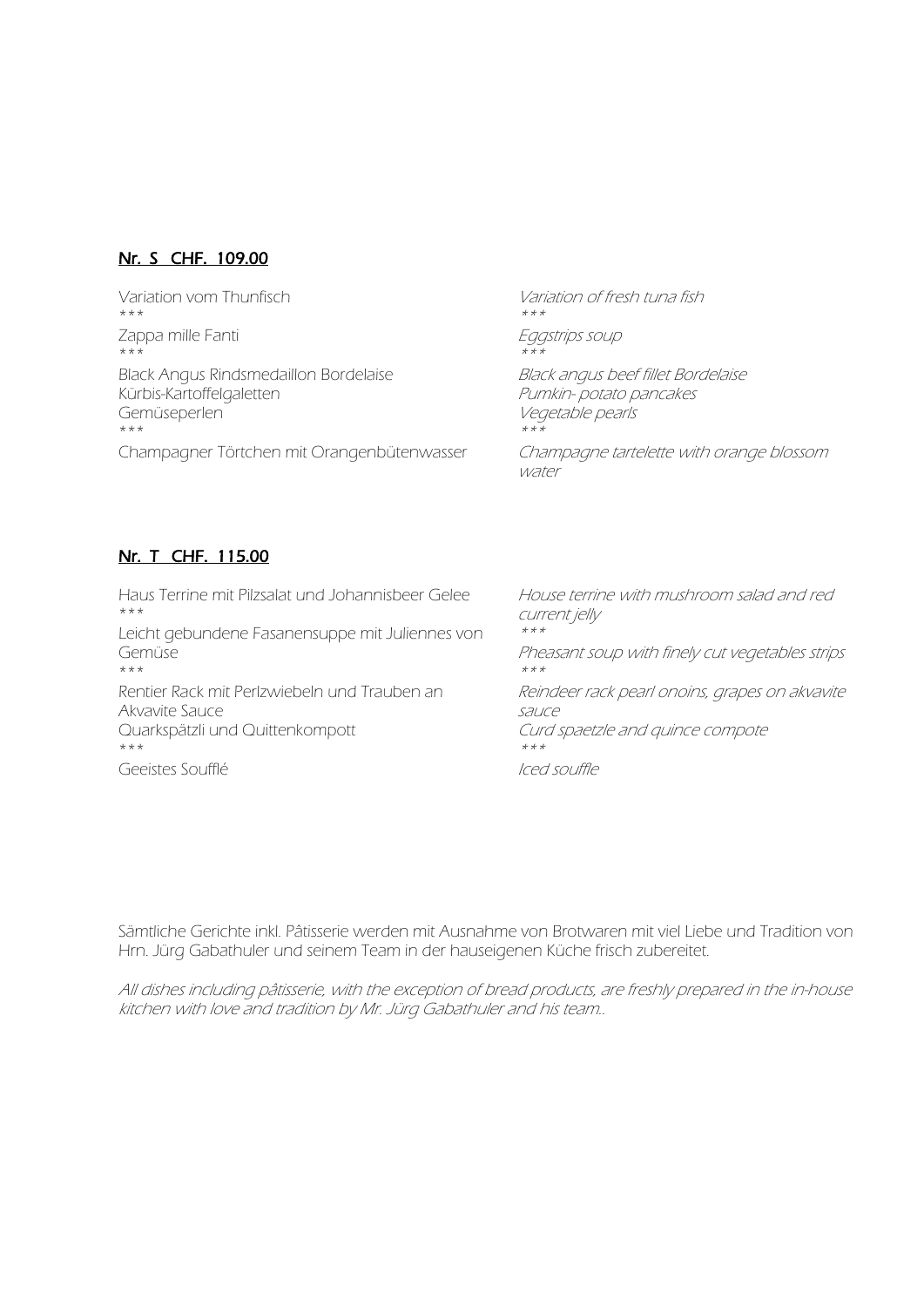## Nr. S CHF. 109.00

Variation vom Thunfisch
\*\*\*
Zappa mille Fanti
\*\*\*
Black Angus Rindsmedaillon Bordelaise
Kürbis-Kartoffelgaletten
Gemüseperlen
\*\*\*
Champagner Törtchen mit Orangenbütenwasser

*Variation of fresh tuna fish*
*\*\*\**
*Eggstrips soup*
*\*\*\**
*Black angus beef fillet Bordelaise*
*Pumkin- potato pancakes*
*Vegetable pearls*
*\*\*\**
*Champagne tartelette with orange blossom water*

## Nr. T CHF. 115.00

Haus Terrine mit Pilzsalat und Johannisbeer Gelee
\*\*\*
Leicht gebundene Fasanensuppe mit Juliennes von Gemüse
\*\*\*
Rentier Rack mit Perlzwiebeln und Trauben an Akvavite Sauce
Quarkspätzli und Quittenkompott
\*\*\*
Geeistes Soufflé

*House terrine with mushroom salad and red current jelly*
*\*\*\**
*Pheasant soup with finely cut vegetables strips*
*\*\*\**
*Reindeer rack pearl onoins, grapes on akvavite sauce*
*Curd spaetzle and quince compote*
*\*\*\**
*Iced souffle*

Sämtliche Gerichte inkl. Pâtisserie werden mit Ausnahme von Brotwaren mit viel Liebe und Tradition von Hrn. Jürg Gabathuler und seinem Team in der hauseigenen Küche frisch zubereitet.

*All dishes including pâtisserie, with the exception of bread products, are freshly prepared in the in-house kitchen with love and tradition by Mr. Jürg Gabathuler and his team..*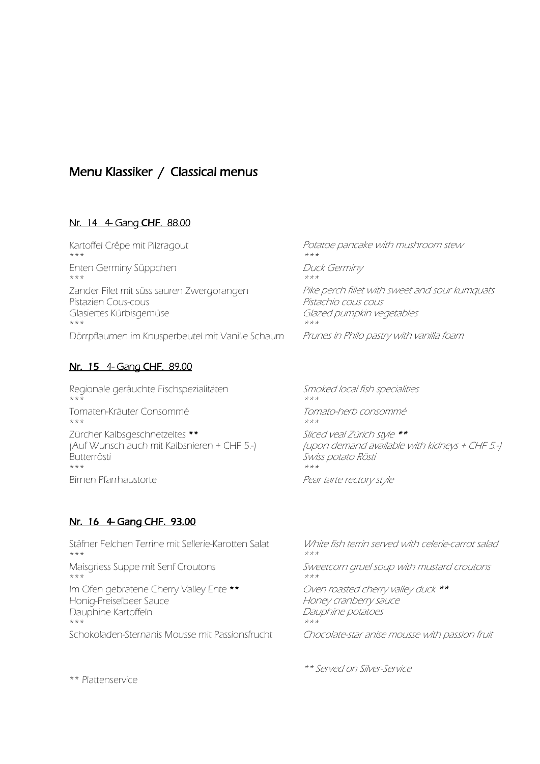## Menu Klassiker / Classical menus

### Nr. 14 4- Gang **CHF**. 88.00

| | |
|---|---|
| Kartoffel Crêpe mit Pilzragout | *Potatoe pancake with mushroom stew* |
| *** | *** |
| Enten Germiny Süppchen | *Duck Germiny* |
| *** | *** |
| Zander Filet mit süss sauren Zwergorangen | *Pike perch fillet with sweet and sour kumquats* |
| Pistazien Cous-cous | *Pistachio cous cous* |
| Glasiertes Kürbisgemüse | *Glazed pumpkin vegetables* |
| *** | *** |
| Dörrpflaumen im Knusperbeutel mit Vanille Schaum | *Prunes in Philo pastry with vanilla foam* |

### **Nr. 15** 4- Gang **CHF**. 89.00

| | |
|---|---|
| Regionale geräuchte Fischspezialitäten | *Smoked local fish specialities* |
| *** | *** |
| Tomaten-Kräuter Consommé | *Tomato-herb consommé* |
| *** | *** |
| Zürcher Kalbsgeschnetzeltes ** | *Sliced veal Zürich style ** |
| (Auf Wunsch auch mit Kalbsnieren + CHF 5.-) | *(upon demand available with kidneys + CHF 5.-)* |
| Butterrösti | *Swiss potato Rösti* |
| *** | *** |
| Birnen Pfarrhaustorte | *Pear tarte rectory style* |

### Nr. 16 4- Gang CHF. 93.00

| | |
|---|---|
| Stäfner Felchen Terrine mit Sellerie-Karotten Salat | *White fish terrin served with celerie-carrot salad* |
| *** | *** |
| Maisgriess Suppe mit Senf Croutons | *Sweetcorn gruel soup with mustard croutons* |
| *** | *** |
| Im Ofen gebratene Cherry Valley Ente ** | *Oven roasted cherry valley duck ** |
| Honig-Preiselbeer Sauce | *Honey cranberry sauce* |
| Dauphine Kartoffeln | *Dauphine potatoes* |
| *** | *** |
| Schokoladen-Sternanis Mousse mit Passionsfrucht | *Chocolate-star anise mousse with passion fruit* |

*** Served on Silver-Service*

** Plattenservice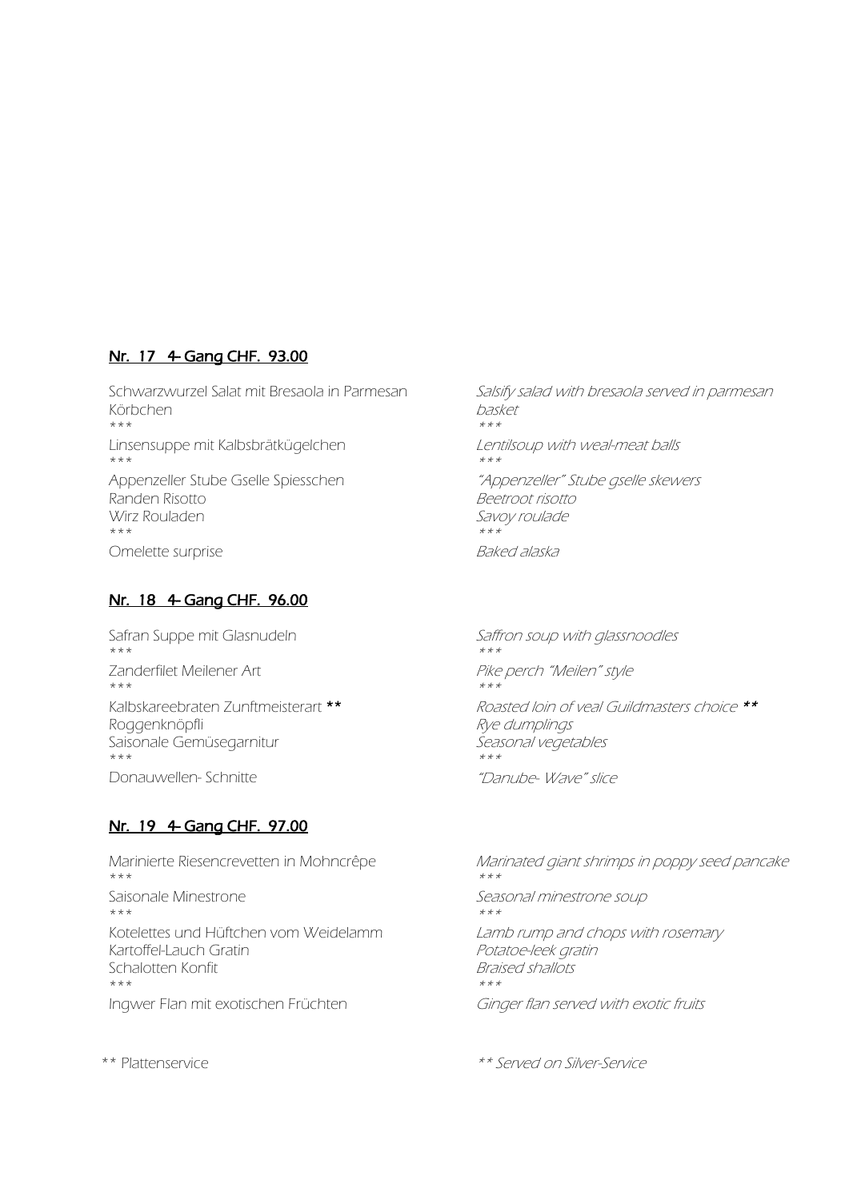## Nr. 17 4- Gang CHF. 93.00

| | |
|---|---|
| Schwarzwurzel Salat mit Bresaola in Parmesan Körbchen | *Salsify salad with bresaola served in parmesan basket* |
| *** | *** |
| Linsensuppe mit Kalbsbrätkügelchen | *Lentilsoup with weal-meat balls* |
| *** | *** |
| Appenzeller Stube Gselle Spiesschen | *"Appenzeller" Stube gselle skewers* |
| Randen Risotto | *Beetroot risotto* |
| Wirz Rouladen | *Savoy roulade* |
| *** | *** |
| Omelette surprise | *Baked alaska* |

## Nr. 18 4- Gang CHF. 96.00

| | |
|---|---|
| Safran Suppe mit Glasnudeln | *Saffron soup with glassnoodles* |
| *** | *** |
| Zanderfilet Meilener Art | *Pike perch "Meilen" style* |
| *** | *** |
| Kalbskareebraten Zunftmeisterart ** | *Roasted loin of veal Guildmasters choice ** |
| Roggenknöpfli | *Rye dumplings* |
| Saisonale Gemüsegarnitur | *Seasonal vegetables* |
| *** | *** |
| Donauwellen- Schnitte | *"Danube- Wave" slice* |

## Nr. 19 4- Gang CHF. 97.00

| | |
|---|---|
| Marinierte Riesencrevetten in Mohncrêpe | *Marinated giant shrimps in poppy seed pancake* |
| *** | *** |
| Saisonale Minestrone | *Seasonal minestrone soup* |
| *** | *** |
| Kotelettes und Hüftchen vom Weidelamm | *Lamb rump and chops with rosemary* |
| Kartoffel-Lauch Gratin | *Potatoe-leek gratin* |
| Schalotten Konfit | *Braised shallots* |
| *** | *** |
| Ingwer Flan mit exotischen Früchten | *Ginger flan served with exotic fruits* |

** Plattenservice — *** Served on Silver-Service*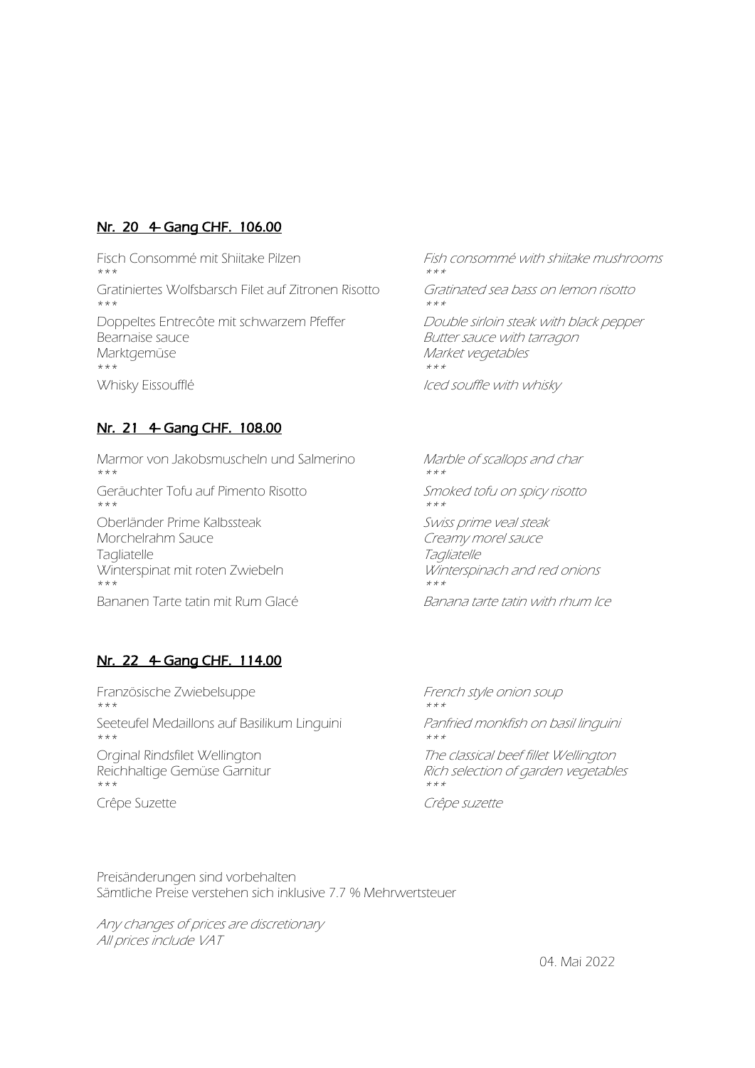## Nr. 20 4-Gang CHF. 106.00

| | |
|---|---|
| Fisch Consommé mit Shiitake Pilzen | *Fish consommé with shiitake mushrooms* |
| *** | *** |
| Gratiniertes Wolfsbarsch Filet auf Zitronen Risotto | *Gratinated sea bass on lemon risotto* |
| *** | *** |
| Doppeltes Entrecôte mit schwarzem Pfeffer | *Double sirloin steak with black pepper* |
| Bearnaise sauce | *Butter sauce with tarragon* |
| Marktgemüse | *Market vegetables* |
| *** | *** |
| Whisky Eissoufflé | *Iced souffle with whisky* |

## Nr. 21 4-Gang CHF. 108.00

| | |
|---|---|
| Marmor von Jakobsmuscheln und Salmerino | *Marble of scallops and char* |
| *** | *** |
| Geräuchter Tofu auf Pimento Risotto | *Smoked tofu on spicy risotto* |
| *** | *** |
| Oberländer Prime Kalbssteak | *Swiss prime veal steak* |
| Morchelrahm Sauce | *Creamy morel sauce* |
| Tagliatelle | *Tagliatelle* |
| Winterspinat mit roten Zwiebeln | *Winterspinach and red onions* |
| *** | *** |
| Bananen Tarte tatin mit Rum Glacé | *Banana tarte tatin with rhum Ice* |

## Nr. 22 4-Gang CHF. 114.00

| | |
|---|---|
| Französische Zwiebelsuppe | *French style onion soup* |
| *** | *** |
| Seeteufel Medaillons auf Basilikum Linguini | *Panfried monkfish on basil linguini* |
| *** | *** |
| Orginal Rindsfilet Wellington | *The classical beef fillet Wellington* |
| Reichhaltige Gemüse Garnitur | *Rich selection of garden vegetables* |
| *** | *** |
| Crêpe Suzette | *Crêpe suzette* |

Preisänderungen sind vorbehalten
Sämtliche Preise verstehen sich inklusive 7.7 % Mehrwertsteuer

*Any changes of prices are discretionary*
*All prices include VAT*

04. Mai 2022